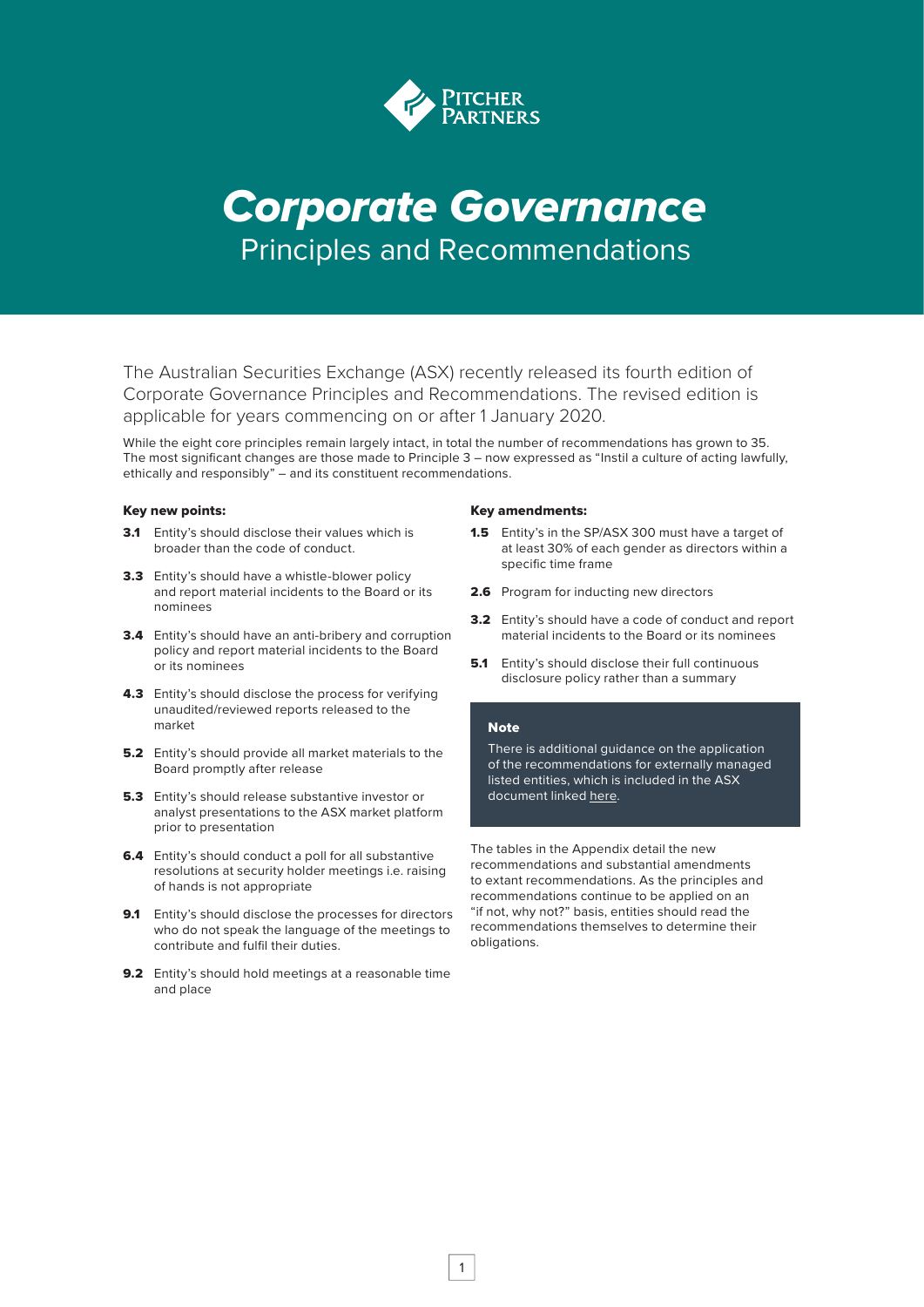Pitcher Partners

# *Corporate Governance*

## Principles and Recommendations

The Australian Securities Exchange (ASX) recently released its fourth edition of Corporate Governance Principles and Recommendations. The revised edition is applicable for years commencing on or after 1 January 2020.

While the eight core principles remain largely intact, in total the number of recommendations has grown to 35. The most significant changes are those made to Principle 3 – now expressed as "Instil a culture of acting lawfully, ethically and responsibly" – and its constituent recommendations.

### Key new points:

- **3.1** Entity's should disclose their values which is broader than the code of conduct.
- **3.3** Entity's should have a whistle-blower policy and report material incidents to the Board or its nominees
- **3.4** Entity's should have an anti-bribery and corruption policy and report material incidents to the Board or its nominees
- **4.3** Entity's should disclose the process for verifying unaudited/reviewed reports released to the market
- **5.2** Entity's should provide all market materials to the Board promptly after release
- **5.3** Entity's should release substantive investor or analyst presentations to the ASX market platform prior to presentation
- **6.4** Entity's should conduct a poll for all substantive resolutions at security holder meetings i.e. raising of hands is not appropriate
- **9.1** Entity's should disclose the processes for directors who do not speak the language of the meetings to contribute and fulfil their duties.
- **9.2** Entity's should hold meetings at a reasonable time and place

### Key amendments:

- **1.5** Entity's in the SP/ASX 300 must have a target of at least 30% of each gender as directors within a specific time frame
- **2.6** Program for inducting new directors
- **3.2** Entity's should have a code of conduct and report material incidents to the Board or its nominees
- **5.1** Entity's should disclose their full continuous disclosure policy rather than a summary

**Note**

There is additional guidance on the application of the recommendations for externally managed listed entities, which is included in the ASX document linked here.

The tables in the Appendix detail the new recommendations and substantial amendments to extant recommendations. As the principles and recommendations continue to be applied on an "if not, why not?" basis, entities should read the recommendations themselves to determine their obligations.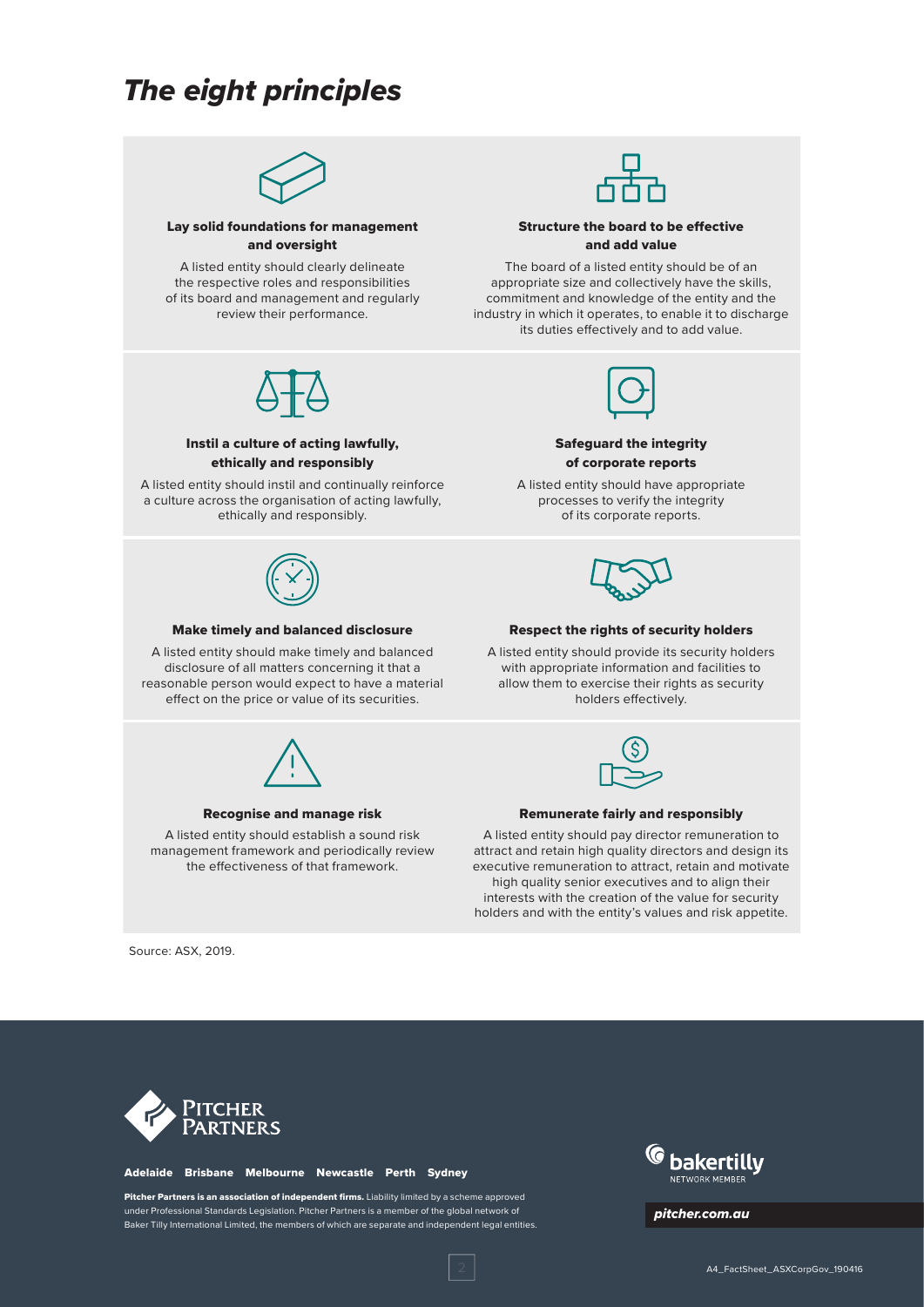# *The eight principles*

### Lay solid foundations for management and oversight

A listed entity should clearly delineate the respective roles and responsibilities of its board and management and regularly review their performance.

### Structure the board to be effective and add value

The board of a listed entity should be of an appropriate size and collectively have the skills, commitment and knowledge of the entity and the industry in which it operates, to enable it to discharge its duties effectively and to add value.

### Instil a culture of acting lawfully, ethically and responsibly

A listed entity should instil and continually reinforce a culture across the organisation of acting lawfully, ethically and responsibly.

### Safeguard the integrity of corporate reports

A listed entity should have appropriate processes to verify the integrity of its corporate reports.

### Make timely and balanced disclosure

A listed entity should make timely and balanced disclosure of all matters concerning it that a reasonable person would expect to have a material effect on the price or value of its securities.

### Respect the rights of security holders

A listed entity should provide its security holders with appropriate information and facilities to allow them to exercise their rights as security holders effectively.

### Recognise and manage risk

A listed entity should establish a sound risk management framework and periodically review the effectiveness of that framework.

### Remunerate fairly and responsibly

A listed entity should pay director remuneration to attract and retain high quality directors and design its executive remuneration to attract, retain and motivate high quality senior executives and to align their interests with the creation of the value for security holders and with the entity's values and risk appetite.

Source: ASX, 2019.

Pitcher Partners

Adelaide Brisbane Melbourne Newcastle Perth Sydney

**Pitcher Partners is an association of independent firms.** Liability limited by a scheme approved under Professional Standards Legislation. Pitcher Partners is a member of the global network of Baker Tilly International Limited, the members of which are separate and independent legal entities.

bakertilly NETWORK MEMBER

*pitcher.com.au*

A4_FactSheet_ASXCorpGov_190416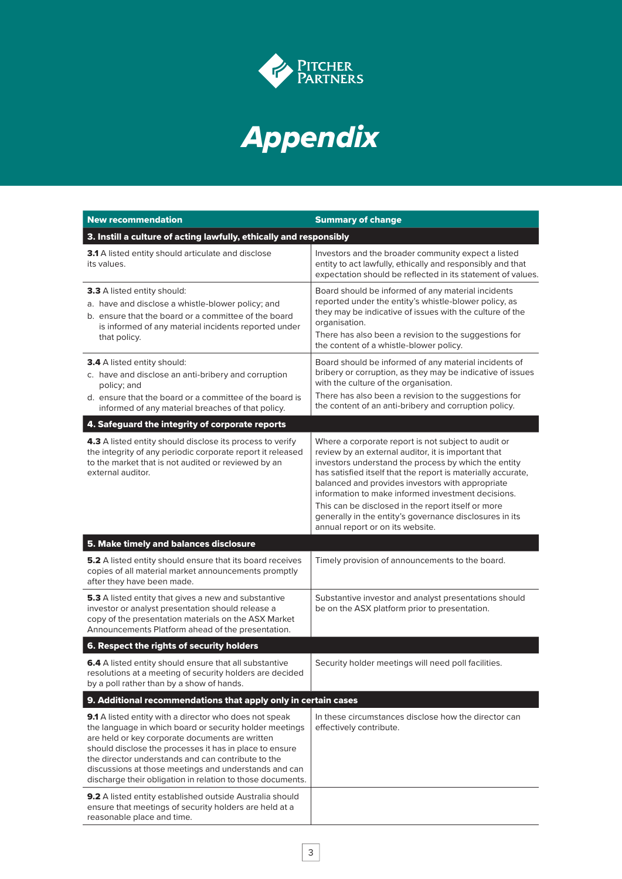# Appendix

| New recommendation | Summary of change |
|---|---|
| **3. Instill a culture of acting lawfully, ethically and responsibly** | |
| **3.1** A listed entity should articulate and disclose its values. | Investors and the broader community expect a listed entity to act lawfully, ethically and responsibly and that expectation should be reflected in its statement of values. |
| **3.3** A listed entity should:<br>a. have and disclose a whistle-blower policy; and<br>b. ensure that the board or a committee of the board is informed of any material incidents reported under that policy. | Board should be informed of any material incidents reported under the entity's whistle-blower policy, as they may be indicative of issues with the culture of the organisation.<br>There has also been a revision to the suggestions for the content of a whistle-blower policy. |
| **3.4** A listed entity should:<br>c. have and disclose an anti-bribery and corruption policy; and<br>d. ensure that the board or a committee of the board is informed of any material breaches of that policy. | Board should be informed of any material incidents of bribery or corruption, as they may be indicative of issues with the culture of the organisation.<br>There has also been a revision to the suggestions for the content of an anti-bribery and corruption policy. |
| **4. Safeguard the integrity of corporate reports** | |
| **4.3** A listed entity should disclose its process to verify the integrity of any periodic corporate report it released to the market that is not audited or reviewed by an external auditor. | Where a corporate report is not subject to audit or review by an external auditor, it is important that investors understand the process by which the entity has satisfied itself that the report is materially accurate, balanced and provides investors with appropriate information to make informed investment decisions.<br>This can be disclosed in the report itself or more generally in the entity's governance disclosures in its annual report or on its website. |
| **5. Make timely and balances disclosure** | |
| **5.2** A listed entity should ensure that its board receives copies of all material market announcements promptly after they have been made. | Timely provision of announcements to the board. |
| **5.3** A listed entity that gives a new and substantive investor or analyst presentation should release a copy of the presentation materials on the ASX Market Announcements Platform ahead of the presentation. | Substantive investor and analyst presentations should be on the ASX platform prior to presentation. |
| **6. Respect the rights of security holders** | |
| **6.4** A listed entity should ensure that all substantive resolutions at a meeting of security holders are decided by a poll rather than by a show of hands. | Security holder meetings will need poll facilities. |
| **9. Additional recommendations that apply only in certain cases** | |
| **9.1** A listed entity with a director who does not speak the language in which board or security holder meetings are held or key corporate documents are written should disclose the processes it has in place to ensure the director understands and can contribute to the discussions at those meetings and understands and can discharge their obligation in relation to those documents. | In these circumstances disclose how the director can effectively contribute. |
| **9.2** A listed entity established outside Australia should ensure that meetings of security holders are held at a reasonable place and time. | |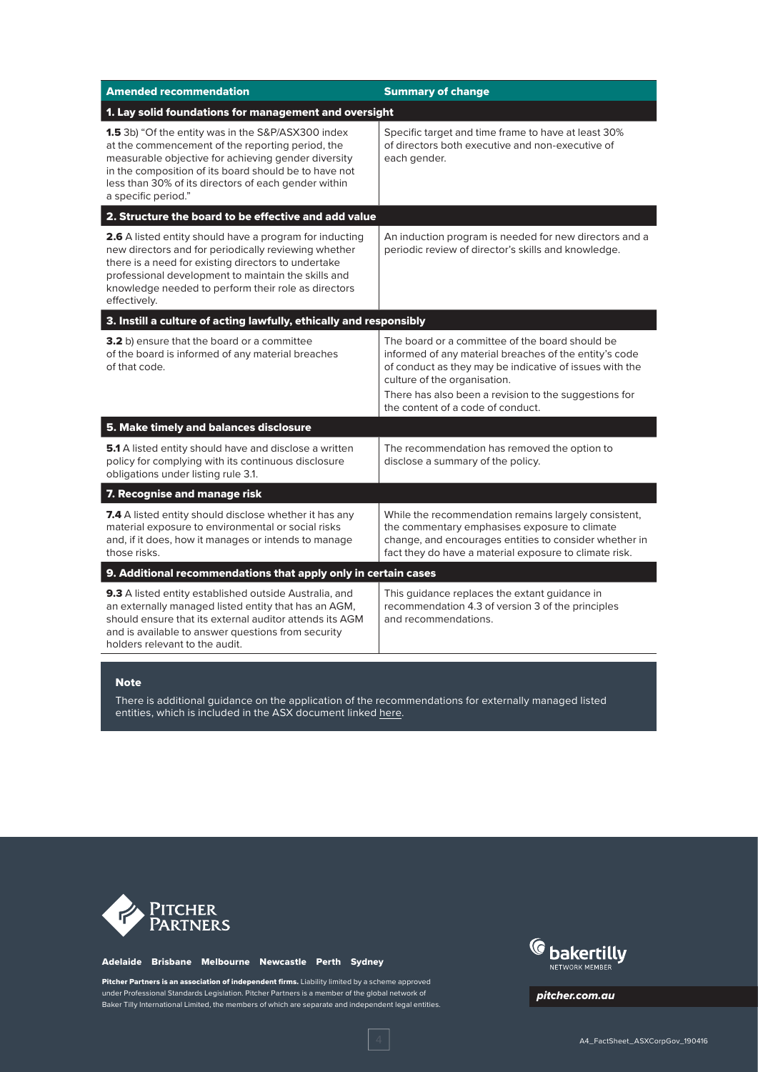| Amended recommendation | Summary of change |
|---|---|
| **1. Lay solid foundations for management and oversight** | |
| **1.5** 3b) "Of the entity was in the S&P/ASX300 index at the commencement of the reporting period, the measurable objective for achieving gender diversity in the composition of its board should be to have not less than 30% of its directors of each gender within a specific period." | Specific target and time frame to have at least 30% of directors both executive and non-executive of each gender. |
| **2. Structure the board to be effective and add value** | |
| **2.6** A listed entity should have a program for inducting new directors and for periodically reviewing whether there is a need for existing directors to undertake professional development to maintain the skills and knowledge needed to perform their role as directors effectively. | An induction program is needed for new directors and a periodic review of director's skills and knowledge. |
| **3. Instill a culture of acting lawfully, ethically and responsibly** | |
| **3.2** b) ensure that the board or a committee of the board is informed of any material breaches of that code. | The board or a committee of the board should be informed of any material breaches of the entity's code of conduct as they may be indicative of issues with the culture of the organisation. There has also been a revision to the suggestions for the content of a code of conduct. |
| **5. Make timely and balances disclosure** | |
| **5.1** A listed entity should have and disclose a written policy for complying with its continuous disclosure obligations under listing rule 3.1. | The recommendation has removed the option to disclose a summary of the policy. |
| **7. Recognise and manage risk** | |
| **7.4** A listed entity should disclose whether it has any material exposure to environmental or social risks and, if it does, how it manages or intends to manage those risks. | While the recommendation remains largely consistent, the commentary emphasises exposure to climate change, and encourages entities to consider whether in fact they do have a material exposure to climate risk. |
| **9. Additional recommendations that apply only in certain cases** | |
| **9.3** A listed entity established outside Australia, and an externally managed listed entity that has an AGM, should ensure that its external auditor attends its AGM and is available to answer questions from security holders relevant to the audit. | This guidance replaces the extant guidance in recommendation 4.3 of version 3 of the principles and recommendations. |

**Note**

There is additional guidance on the application of the recommendations for externally managed listed entities, which is included in the ASX document linked here.

Pitcher Partners

**Adelaide Brisbane Melbourne Newcastle Perth Sydney**

**Pitcher Partners is an association of independent firms.** Liability limited by a scheme approved under Professional Standards Legislation. Pitcher Partners is a member of the global network of Baker Tilly International Limited, the members of which are separate and independent legal entities.

bakertilly NETWORK MEMBER

*pitcher.com.au*

A4_FactSheet_ASXCorpGov_190416